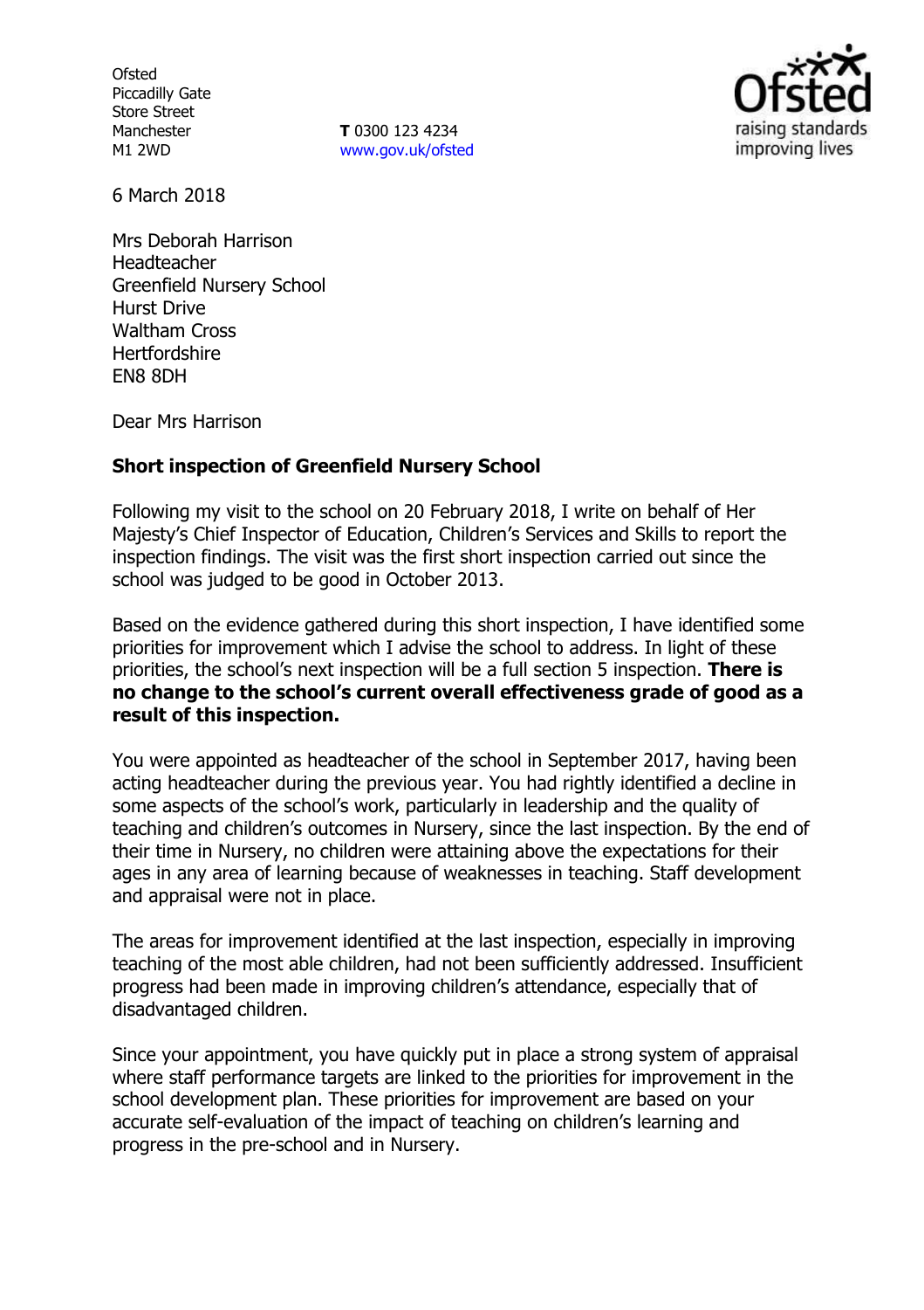Ofsted
Piccadilly Gate
Store Street
Manchester
M1 2WD

**T** 0300 123 4234
www.gov.uk/ofsted

6 March 2018

Mrs Deborah Harrison
Headteacher
Greenfield Nursery School
Hurst Drive
Waltham Cross
Hertfordshire
EN8 8DH

Dear Mrs Harrison

**Short inspection of Greenfield Nursery School**

Following my visit to the school on 20 February 2018, I write on behalf of Her Majesty's Chief Inspector of Education, Children's Services and Skills to report the inspection findings. The visit was the first short inspection carried out since the school was judged to be good in October 2013.

Based on the evidence gathered during this short inspection, I have identified some priorities for improvement which I advise the school to address. In light of these priorities, the school's next inspection will be a full section 5 inspection. **There is no change to the school's current overall effectiveness grade of good as a result of this inspection.**

You were appointed as headteacher of the school in September 2017, having been acting headteacher during the previous year. You had rightly identified a decline in some aspects of the school's work, particularly in leadership and the quality of teaching and children's outcomes in Nursery, since the last inspection. By the end of their time in Nursery, no children were attaining above the expectations for their ages in any area of learning because of weaknesses in teaching. Staff development and appraisal were not in place.

The areas for improvement identified at the last inspection, especially in improving teaching of the most able children, had not been sufficiently addressed. Insufficient progress had been made in improving children's attendance, especially that of disadvantaged children.

Since your appointment, you have quickly put in place a strong system of appraisal where staff performance targets are linked to the priorities for improvement in the school development plan. These priorities for improvement are based on your accurate self-evaluation of the impact of teaching on children's learning and progress in the pre-school and in Nursery.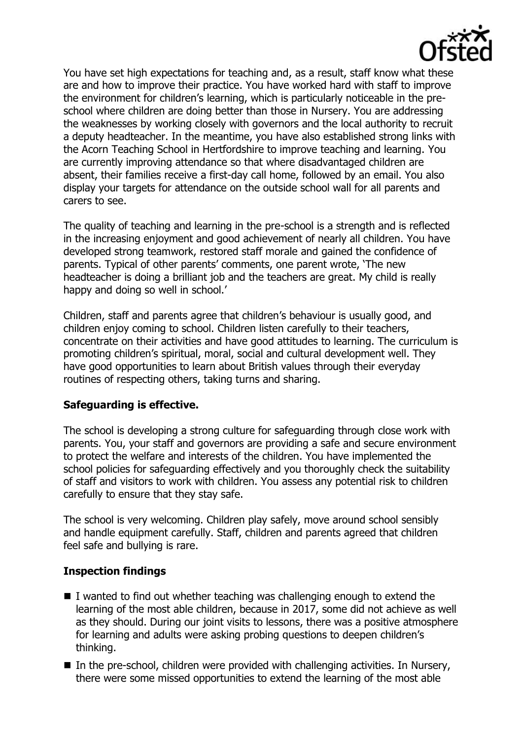You have set high expectations for teaching and, as a result, staff know what these are and how to improve their practice. You have worked hard with staff to improve the environment for children's learning, which is particularly noticeable in the pre-school where children are doing better than those in Nursery. You are addressing the weaknesses by working closely with governors and the local authority to recruit a deputy headteacher. In the meantime, you have also established strong links with the Acorn Teaching School in Hertfordshire to improve teaching and learning. You are currently improving attendance so that where disadvantaged children are absent, their families receive a first-day call home, followed by an email. You also display your targets for attendance on the outside school wall for all parents and carers to see.

The quality of teaching and learning in the pre-school is a strength and is reflected in the increasing enjoyment and good achievement of nearly all children. You have developed strong teamwork, restored staff morale and gained the confidence of parents. Typical of other parents' comments, one parent wrote, 'The new headteacher is doing a brilliant job and the teachers are great. My child is really happy and doing so well in school.'

Children, staff and parents agree that children's behaviour is usually good, and children enjoy coming to school. Children listen carefully to their teachers, concentrate on their activities and have good attitudes to learning. The curriculum is promoting children's spiritual, moral, social and cultural development well. They have good opportunities to learn about British values through their everyday routines of respecting others, taking turns and sharing.

## Safeguarding is effective.

The school is developing a strong culture for safeguarding through close work with parents. You, your staff and governors are providing a safe and secure environment to protect the welfare and interests of the children. You have implemented the school policies for safeguarding effectively and you thoroughly check the suitability of staff and visitors to work with children. You assess any potential risk to children carefully to ensure that they stay safe.

The school is very welcoming. Children play safely, move around school sensibly and handle equipment carefully. Staff, children and parents agreed that children feel safe and bullying is rare.

## Inspection findings

- I wanted to find out whether teaching was challenging enough to extend the learning of the most able children, because in 2017, some did not achieve as well as they should. During our joint visits to lessons, there was a positive atmosphere for learning and adults were asking probing questions to deepen children's thinking.
- In the pre-school, children were provided with challenging activities. In Nursery, there were some missed opportunities to extend the learning of the most able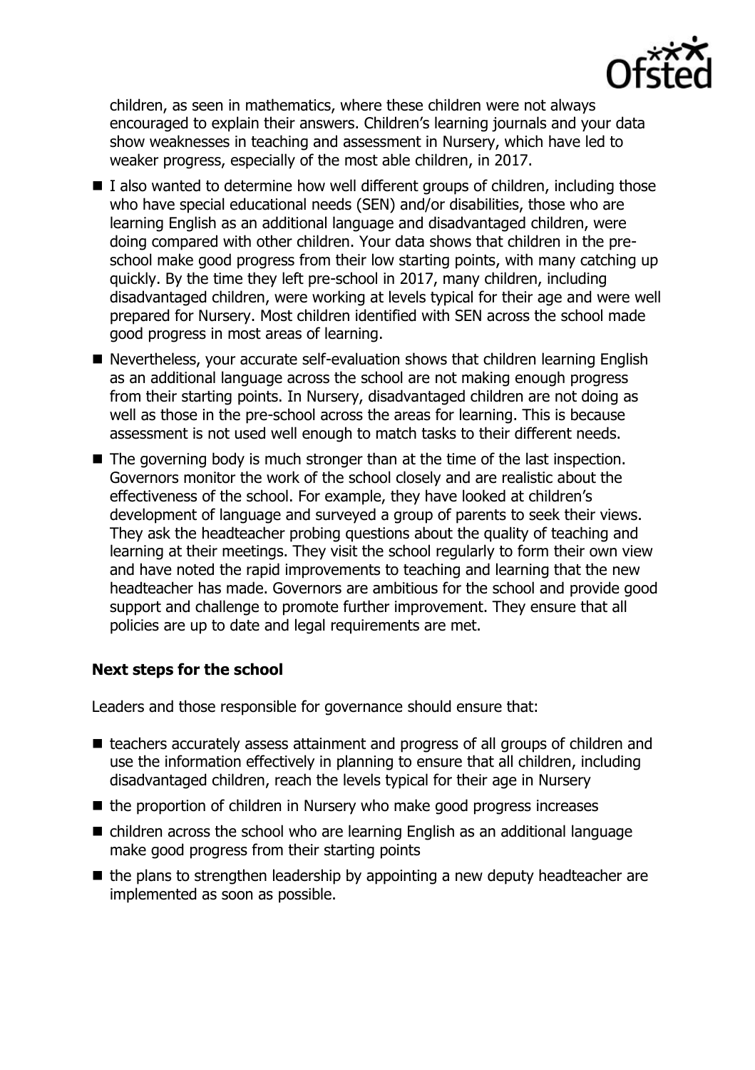children, as seen in mathematics, where these children were not always encouraged to explain their answers. Children's learning journals and your data show weaknesses in teaching and assessment in Nursery, which have led to weaker progress, especially of the most able children, in 2017.

- I also wanted to determine how well different groups of children, including those who have special educational needs (SEN) and/or disabilities, those who are learning English as an additional language and disadvantaged children, were doing compared with other children. Your data shows that children in the pre-school make good progress from their low starting points, with many catching up quickly. By the time they left pre-school in 2017, many children, including disadvantaged children, were working at levels typical for their age and were well prepared for Nursery. Most children identified with SEN across the school made good progress in most areas of learning.
- Nevertheless, your accurate self-evaluation shows that children learning English as an additional language across the school are not making enough progress from their starting points. In Nursery, disadvantaged children are not doing as well as those in the pre-school across the areas for learning. This is because assessment is not used well enough to match tasks to their different needs.
- The governing body is much stronger than at the time of the last inspection. Governors monitor the work of the school closely and are realistic about the effectiveness of the school. For example, they have looked at children's development of language and surveyed a group of parents to seek their views. They ask the headteacher probing questions about the quality of teaching and learning at their meetings. They visit the school regularly to form their own view and have noted the rapid improvements to teaching and learning that the new headteacher has made. Governors are ambitious for the school and provide good support and challenge to promote further improvement. They ensure that all policies are up to date and legal requirements are met.

## Next steps for the school

Leaders and those responsible for governance should ensure that:

- teachers accurately assess attainment and progress of all groups of children and use the information effectively in planning to ensure that all children, including disadvantaged children, reach the levels typical for their age in Nursery
- the proportion of children in Nursery who make good progress increases
- children across the school who are learning English as an additional language make good progress from their starting points
- the plans to strengthen leadership by appointing a new deputy headteacher are implemented as soon as possible.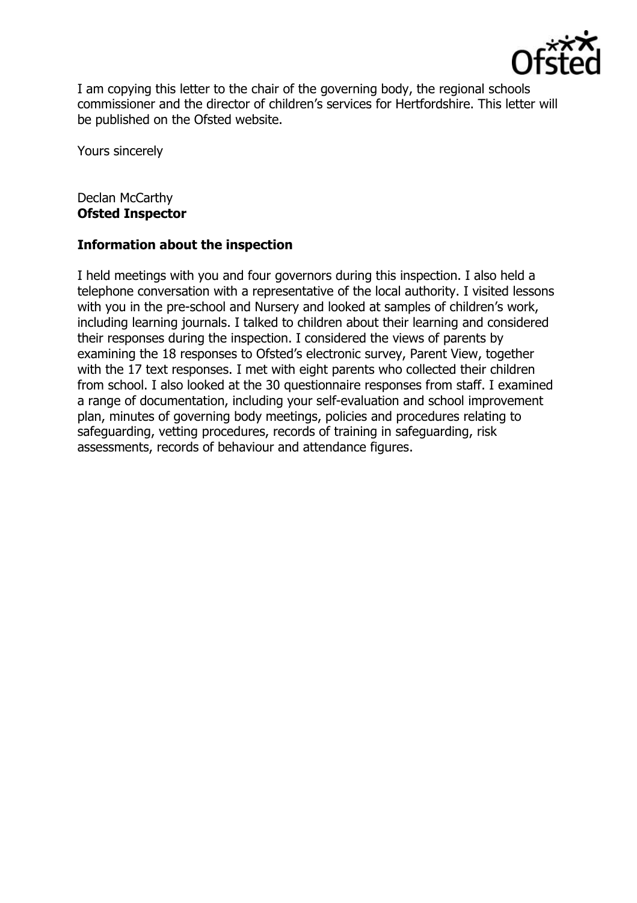I am copying this letter to the chair of the governing body, the regional schools commissioner and the director of children's services for Hertfordshire. This letter will be published on the Ofsted website.

Yours sincerely

Declan McCarthy
**Ofsted Inspector**

## Information about the inspection

I held meetings with you and four governors during this inspection. I also held a telephone conversation with a representative of the local authority. I visited lessons with you in the pre-school and Nursery and looked at samples of children's work, including learning journals. I talked to children about their learning and considered their responses during the inspection. I considered the views of parents by examining the 18 responses to Ofsted's electronic survey, Parent View, together with the 17 text responses. I met with eight parents who collected their children from school. I also looked at the 30 questionnaire responses from staff. I examined a range of documentation, including your self-evaluation and school improvement plan, minutes of governing body meetings, policies and procedures relating to safeguarding, vetting procedures, records of training in safeguarding, risk assessments, records of behaviour and attendance figures.